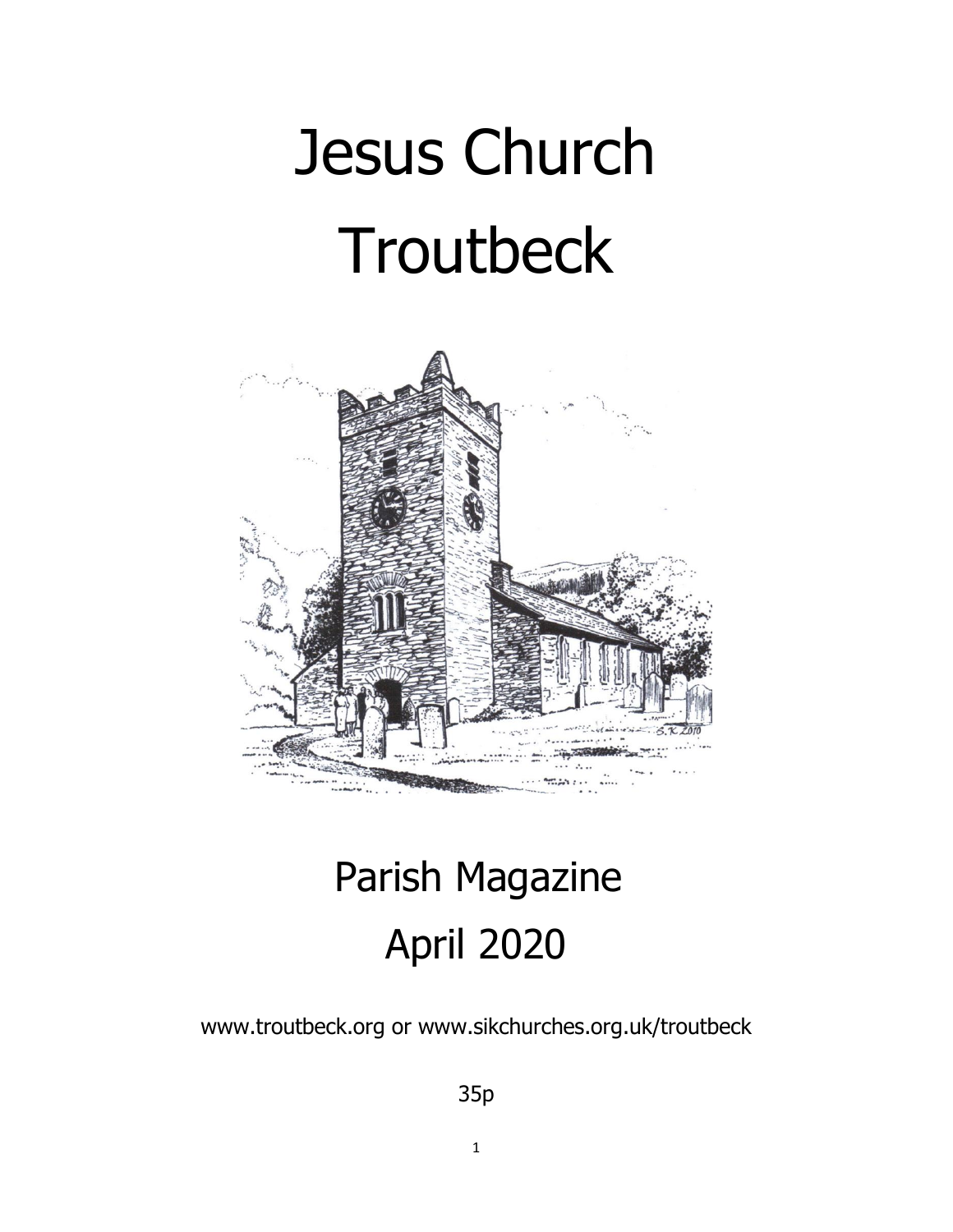# Jesus Church Troutbeck

## Parish Magazine
## April 2020

www.troutbeck.org or www.sikchurches.org.uk/troutbeck

35p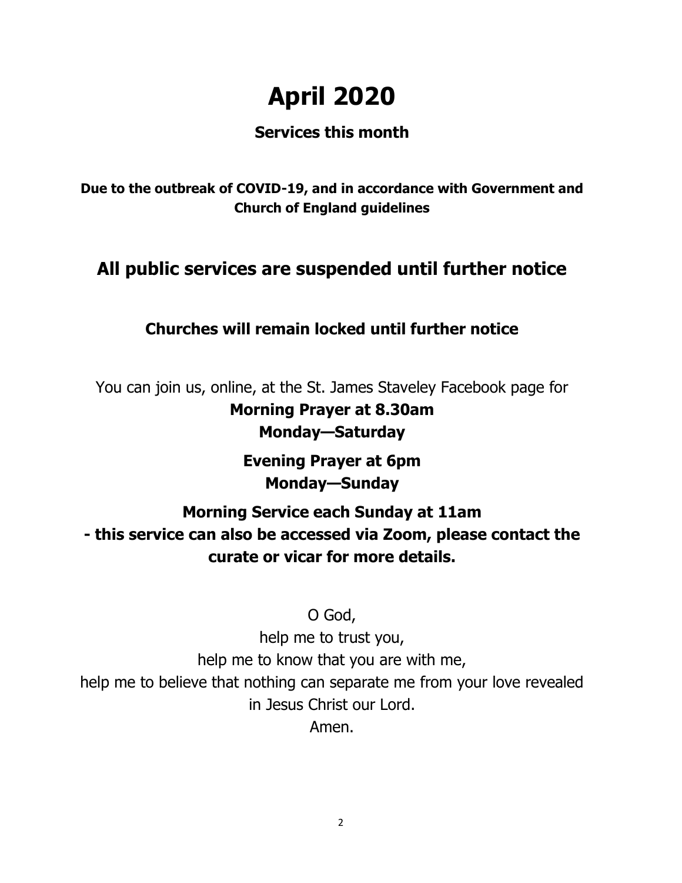# April 2020

**Services this month**

**Due to the outbreak of COVID-19, and in accordance with Government and Church of England guidelines**

## All public services are suspended until further notice

### Churches will remain locked until further notice

You can join us, online, at the St. James Staveley Facebook page for

**Morning Prayer at 8.30am**
**Monday—Saturday**

**Evening Prayer at 6pm**
**Monday—Sunday**

**Morning Service each Sunday at 11am**
**- this service can also be accessed via Zoom, please contact the curate or vicar for more details.**

O God,
help me to trust you,
help me to know that you are with me,
help me to believe that nothing can separate me from your love revealed in Jesus Christ our Lord.
Amen.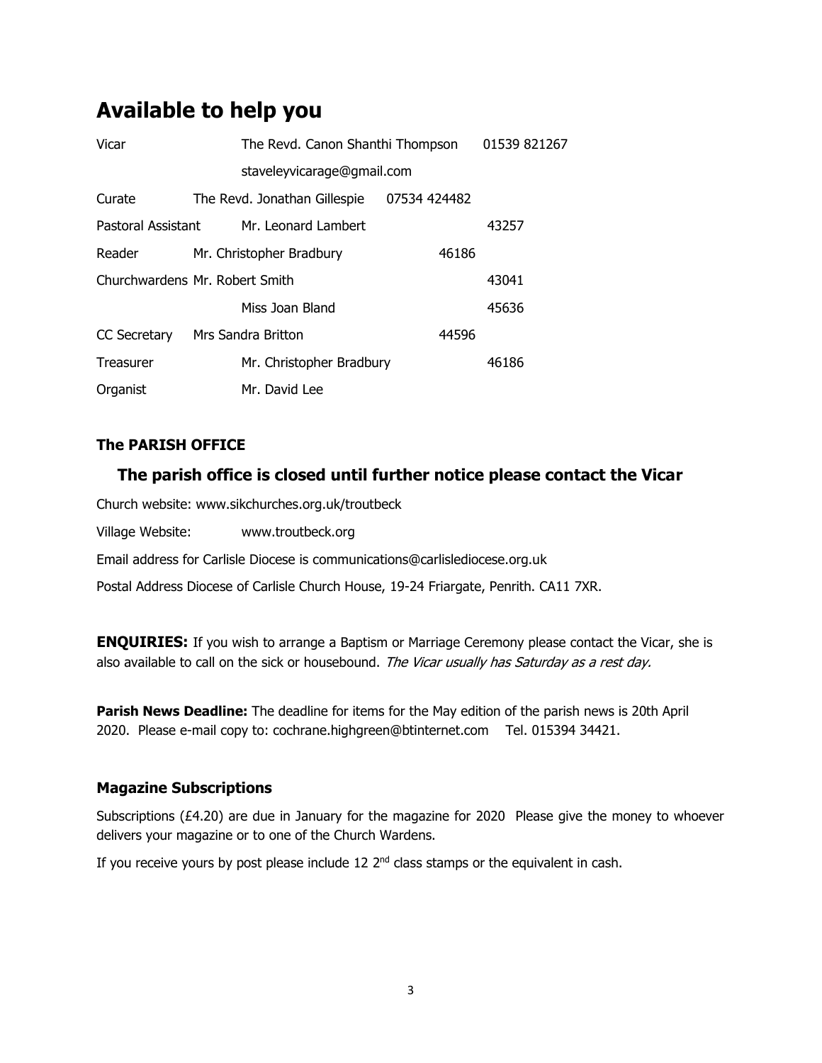# Available to help you

| | | |
|---|---|---|
| Vicar | The Revd. Canon Shanthi Thompson | 01539 821267 |
| | staveleyvicarage@gmail.com | |
| Curate | The Revd. Jonathan Gillespie | 07534 424482 |
| Pastoral Assistant | Mr. Leonard Lambert | 43257 |
| Reader | Mr. Christopher Bradbury | 46186 |
| Churchwardens | Mr. Robert Smith | 43041 |
| | Miss Joan Bland | 45636 |
| CC Secretary | Mrs Sandra Britton | 44596 |
| Treasurer | Mr. Christopher Bradbury | 46186 |
| Organist | Mr. David Lee | |

### The PARISH OFFICE

### The parish office is closed until further notice please contact the Vicar

Church website: www.sikchurches.org.uk/troutbeck

Village Website: www.troutbeck.org

Email address for Carlisle Diocese is communications@carlislediocese.org.uk

Postal Address Diocese of Carlisle Church House, 19-24 Friargate, Penrith. CA11 7XR.

**ENQUIRIES:** If you wish to arrange a Baptism or Marriage Ceremony please contact the Vicar, she is also available to call on the sick or housebound. *The Vicar usually has Saturday as a rest day.*

**Parish News Deadline:** The deadline for items for the May edition of the parish news is 20th April 2020. Please e-mail copy to: cochrane.highgreen@btinternet.com Tel. 015394 34421.

### Magazine Subscriptions

Subscriptions (£4.20) are due in January for the magazine for 2020 Please give the money to whoever delivers your magazine or to one of the Church Wardens.

If you receive yours by post please include 12 2nd class stamps or the equivalent in cash.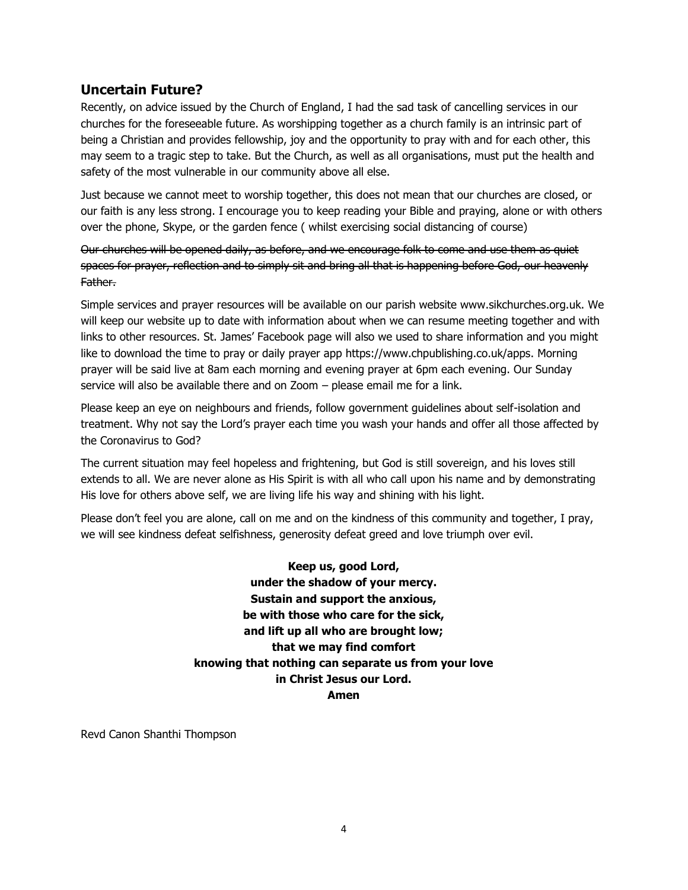## Uncertain Future?

Recently, on advice issued by the Church of England, I had the sad task of cancelling services in our churches for the foreseeable future. As worshipping together as a church family is an intrinsic part of being a Christian and provides fellowship, joy and the opportunity to pray with and for each other, this may seem to a tragic step to take. But the Church, as well as all organisations, must put the health and safety of the most vulnerable in our community above all else.

Just because we cannot meet to worship together, this does not mean that our churches are closed, or our faith is any less strong. I encourage you to keep reading your Bible and praying, alone or with others over the phone, Skype, or the garden fence ( whilst exercising social distancing of course)

~~Our churches will be opened daily, as before, and we encourage folk to come and use them as quiet spaces for prayer, reflection and to simply sit and bring all that is happening before God, our heavenly Father.~~

Simple services and prayer resources will be available on our parish website www.sikchurches.org.uk. We will keep our website up to date with information about when we can resume meeting together and with links to other resources. St. James' Facebook page will also we used to share information and you might like to download the time to pray or daily prayer app https://www.chpublishing.co.uk/apps. Morning prayer will be said live at 8am each morning and evening prayer at 6pm each evening. Our Sunday service will also be available there and on Zoom – please email me for a link.

Please keep an eye on neighbours and friends, follow government guidelines about self-isolation and treatment. Why not say the Lord's prayer each time you wash your hands and offer all those affected by the Coronavirus to God?

The current situation may feel hopeless and frightening, but God is still sovereign, and his loves still extends to all. We are never alone as His Spirit is with all who call upon his name and by demonstrating His love for others above self, we are living life his way and shining with his light.

Please don't feel you are alone, call on me and on the kindness of this community and together, I pray, we will see kindness defeat selfishness, generosity defeat greed and love triumph over evil.

**Keep us, good Lord,**
**under the shadow of your mercy.**
**Sustain and support the anxious,**
**be with those who care for the sick,**
**and lift up all who are brought low;**
**that we may find comfort**
**knowing that nothing can separate us from your love**
**in Christ Jesus our Lord.**
**Amen**

Revd Canon Shanthi Thompson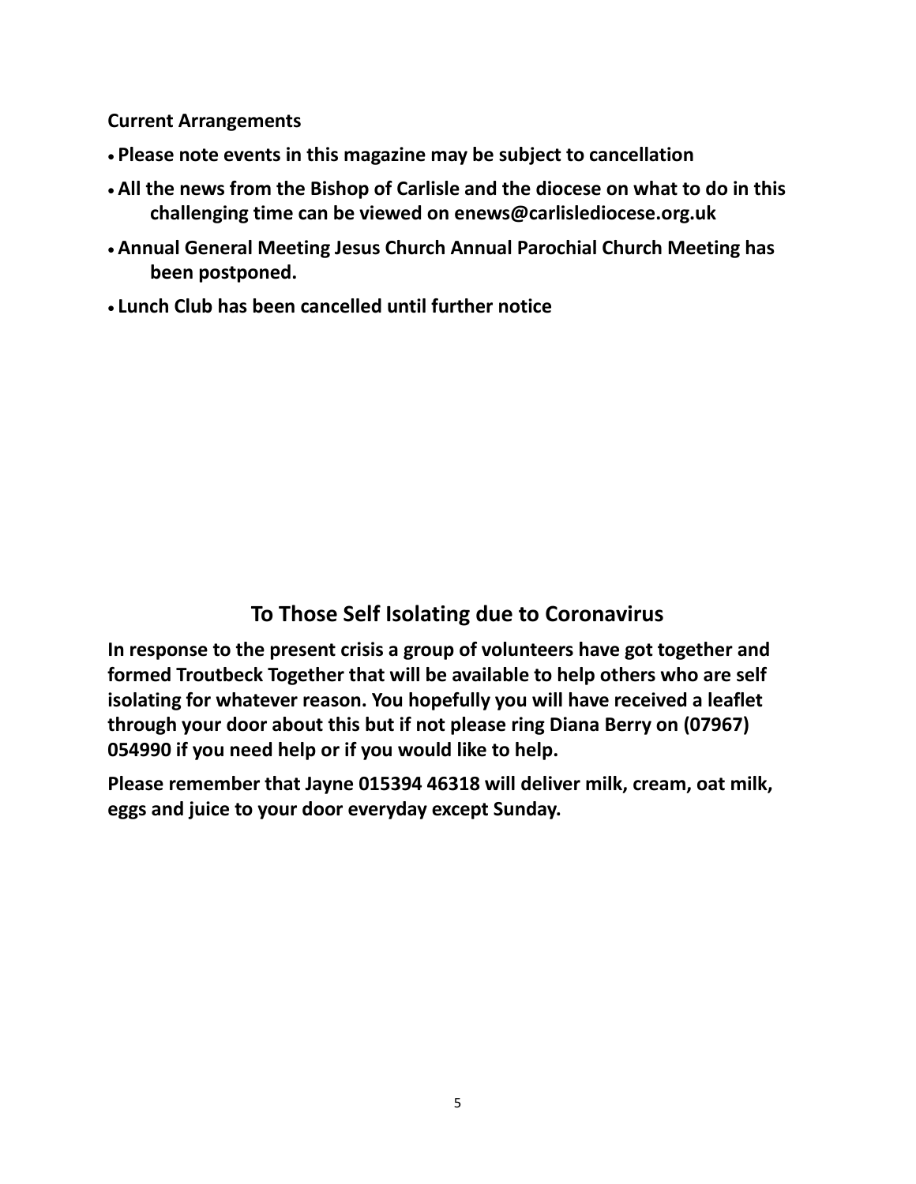**Current Arrangements**

- **Please note events in this magazine may be subject to cancellation**
- **All the news from the Bishop of Carlisle and the diocese on what to do in this challenging time can be viewed on enews@carlislediocese.org.uk**
- **Annual General Meeting Jesus Church Annual Parochial Church Meeting has been postponed.**
- **Lunch Club has been cancelled until further notice**

## To Those Self Isolating due to Coronavirus

**In response to the present crisis a group of volunteers have got together and formed Troutbeck Together that will be available to help others who are self isolating for whatever reason. You hopefully you will have received a leaflet through your door about this but if not please ring Diana Berry on (07967) 054990 if you need help or if you would like to help.**

**Please remember that Jayne 015394 46318 will deliver milk, cream, oat milk, eggs and juice to your door everyday except Sunday.**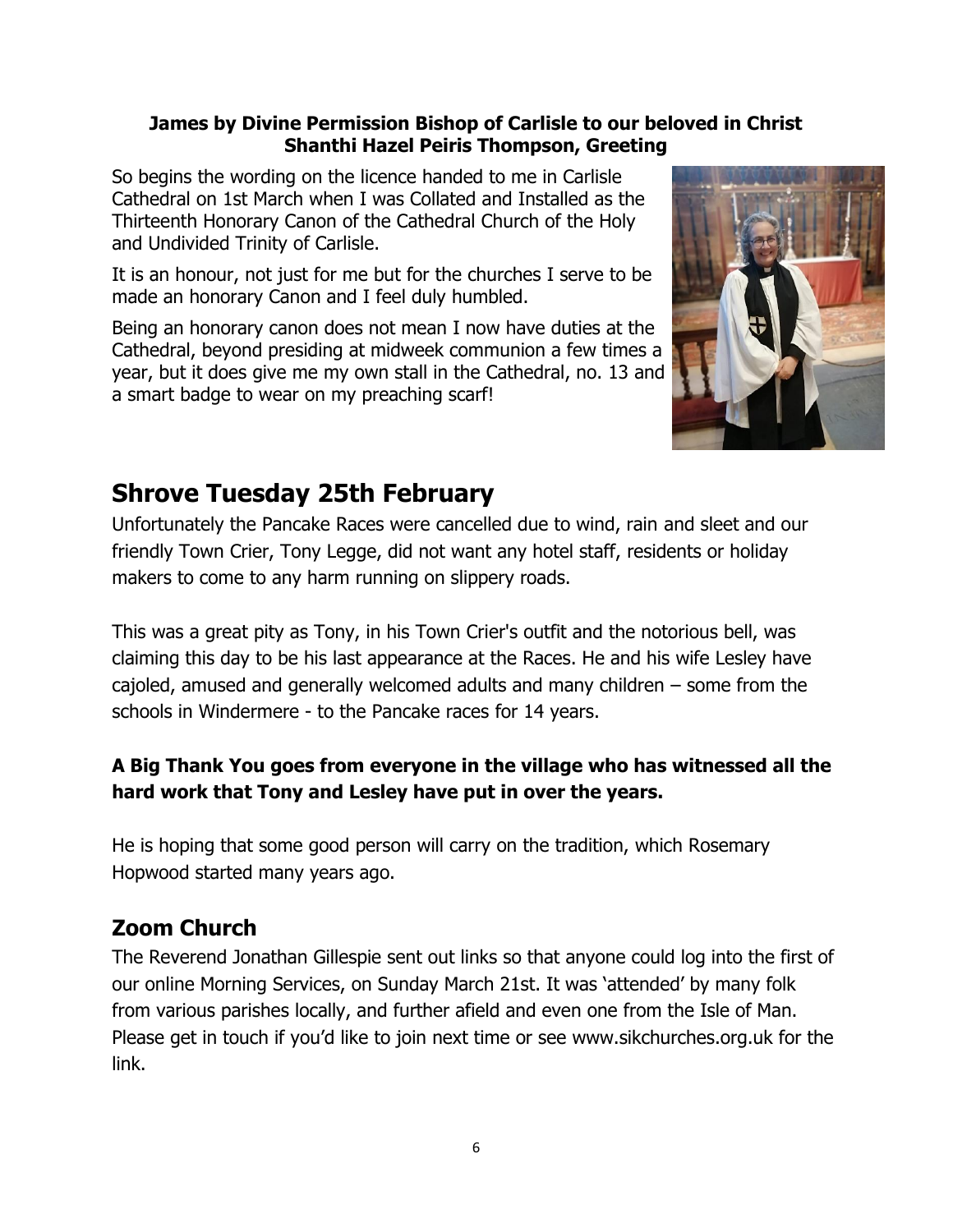**James by Divine Permission Bishop of Carlisle to our beloved in Christ Shanthi Hazel Peiris Thompson, Greeting**

So begins the wording on the licence handed to me in Carlisle Cathedral on 1st March when I was Collated and Installed as the Thirteenth Honorary Canon of the Cathedral Church of the Holy and Undivided Trinity of Carlisle.

It is an honour, not just for me but for the churches I serve to be made an honorary Canon and I feel duly humbled.

Being an honorary canon does not mean I now have duties at the Cathedral, beyond presiding at midweek communion a few times a year, but it does give me my own stall in the Cathedral, no. 13 and a smart badge to wear on my preaching scarf!

# Shrove Tuesday 25th February

Unfortunately the Pancake Races were cancelled due to wind, rain and sleet and our friendly Town Crier, Tony Legge, did not want any hotel staff, residents or holiday makers to come to any harm running on slippery roads.

This was a great pity as Tony, in his Town Crier's outfit and the notorious bell, was claiming this day to be his last appearance at the Races. He and his wife Lesley have cajoled, amused and generally welcomed adults and many children – some from the schools in Windermere - to the Pancake races for 14 years.

**A Big Thank You goes from everyone in the village who has witnessed all the hard work that Tony and Lesley have put in over the years.**

He is hoping that some good person will carry on the tradition, which Rosemary Hopwood started many years ago.

## Zoom Church

The Reverend Jonathan Gillespie sent out links so that anyone could log into the first of our online Morning Services, on Sunday March 21st. It was 'attended' by many folk from various parishes locally, and further afield and even one from the Isle of Man. Please get in touch if you'd like to join next time or see www.sikchurches.org.uk for the link.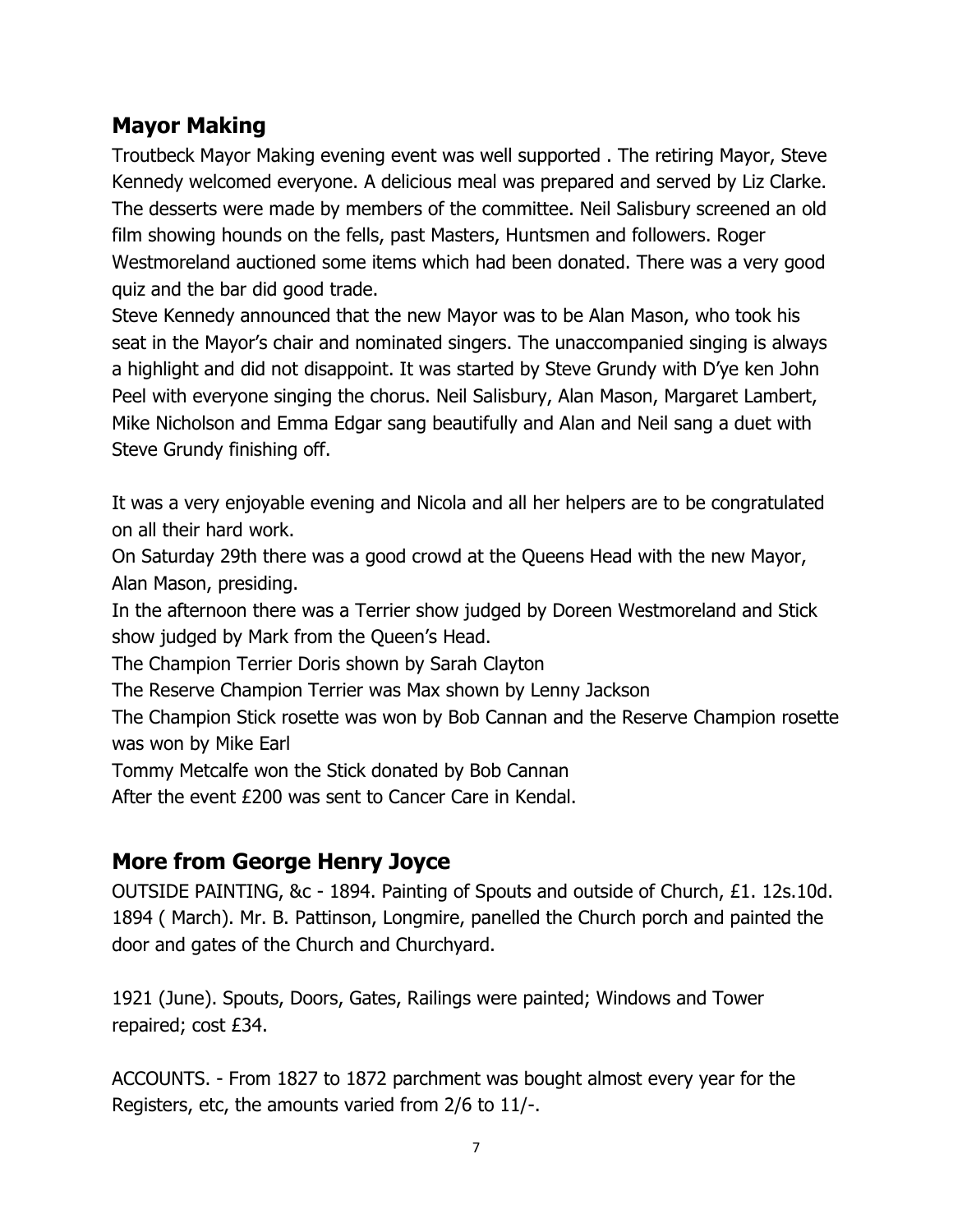## Mayor Making

Troutbeck Mayor Making evening event was well supported . The retiring Mayor, Steve Kennedy welcomed everyone. A delicious meal was prepared and served by Liz Clarke. The desserts were made by members of the committee. Neil Salisbury screened an old film showing hounds on the fells, past Masters, Huntsmen and followers. Roger Westmoreland auctioned some items which had been donated. There was a very good quiz and the bar did good trade.

Steve Kennedy announced that the new Mayor was to be Alan Mason, who took his seat in the Mayor's chair and nominated singers. The unaccompanied singing is always a highlight and did not disappoint. It was started by Steve Grundy with D'ye ken John Peel with everyone singing the chorus. Neil Salisbury, Alan Mason, Margaret Lambert, Mike Nicholson and Emma Edgar sang beautifully and Alan and Neil sang a duet with Steve Grundy finishing off.

It was a very enjoyable evening and Nicola and all her helpers are to be congratulated on all their hard work.

On Saturday 29th there was a good crowd at the Queens Head with the new Mayor, Alan Mason, presiding.

In the afternoon there was a Terrier show judged by Doreen Westmoreland and Stick show judged by Mark from the Queen's Head.

The Champion Terrier Doris shown by Sarah Clayton

The Reserve Champion Terrier was Max shown by Lenny Jackson

The Champion Stick rosette was won by Bob Cannan and the Reserve Champion rosette was won by Mike Earl

Tommy Metcalfe won the Stick donated by Bob Cannan

After the event £200 was sent to Cancer Care in Kendal.

## More from George Henry Joyce

OUTSIDE PAINTING, &c - 1894. Painting of Spouts and outside of Church, £1. 12s.10d. 1894 ( March). Mr. B. Pattinson, Longmire, panelled the Church porch and painted the door and gates of the Church and Churchyard.

1921 (June). Spouts, Doors, Gates, Railings were painted; Windows and Tower repaired; cost £34.

ACCOUNTS. - From 1827 to 1872 parchment was bought almost every year for the Registers, etc, the amounts varied from 2/6 to 11/-.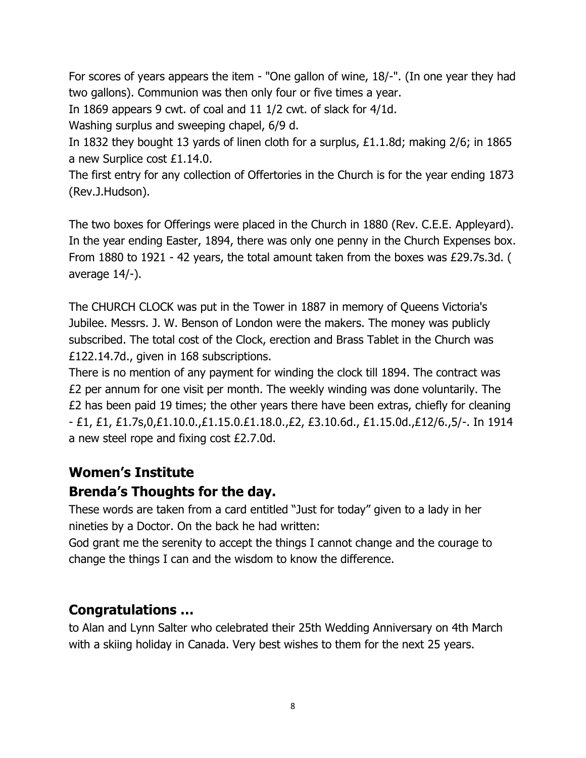For scores of years appears the item - "One gallon of wine, 18/-". (In one year they had two gallons). Communion was then only four or five times a year.

In 1869 appears 9 cwt. of coal and 11 1/2 cwt. of slack for 4/1d.

Washing surplus and sweeping chapel, 6/9 d.

In 1832 they bought 13 yards of linen cloth for a surplus, £1.1.8d; making 2/6; in 1865 a new Surplice cost £1.14.0.

The first entry for any collection of Offertories in the Church is for the year ending 1873 (Rev.J.Hudson).

The two boxes for Offerings were placed in the Church in 1880 (Rev. C.E.E. Appleyard). In the year ending Easter, 1894, there was only one penny in the Church Expenses box. From 1880 to 1921 - 42 years, the total amount taken from the boxes was £29.7s.3d. ( average 14/-).

The CHURCH CLOCK was put in the Tower in 1887 in memory of Queens Victoria's Jubilee. Messrs. J. W. Benson of London were the makers. The money was publicly subscribed. The total cost of the Clock, erection and Brass Tablet in the Church was £122.14.7d., given in 168 subscriptions.

There is no mention of any payment for winding the clock till 1894. The contract was £2 per annum for one visit per month. The weekly winding was done voluntarily. The £2 has been paid 19 times; the other years there have been extras, chiefly for cleaning - £1, £1, £1.7s,0,£1.10.0.,£1.15.0.£1.18.0.,£2, £3.10.6d., £1.15.0d.,£12/6.,5/-. In 1914 a new steel rope and fixing cost £2.7.0d.

## Women's Institute

## Brenda's Thoughts for the day.

These words are taken from a card entitled "Just for today" given to a lady in her nineties by a Doctor. On the back he had written:

God grant me the serenity to accept the things I cannot change and the courage to change the things I can and the wisdom to know the difference.

## Congratulations …

to Alan and Lynn Salter who celebrated their 25th Wedding Anniversary on 4th March with a skiing holiday in Canada. Very best wishes to them for the next 25 years.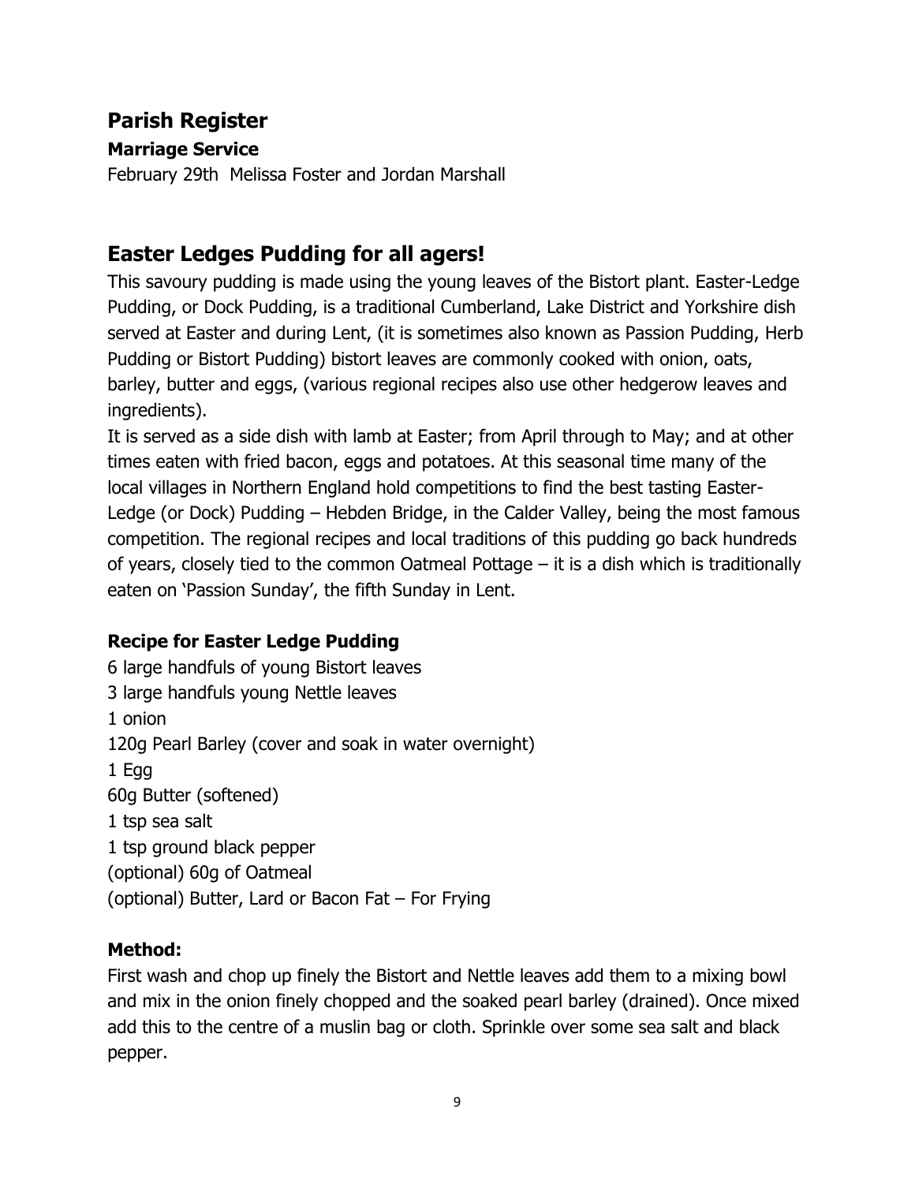## Parish Register

### Marriage Service

February 29th  Melissa Foster and Jordan Marshall

## Easter Ledges Pudding for all agers!

This savoury pudding is made using the young leaves of the Bistort plant. Easter-Ledge Pudding, or Dock Pudding, is a traditional Cumberland, Lake District and Yorkshire dish served at Easter and during Lent, (it is sometimes also known as Passion Pudding, Herb Pudding or Bistort Pudding) bistort leaves are commonly cooked with onion, oats, barley, butter and eggs, (various regional recipes also use other hedgerow leaves and ingredients).

It is served as a side dish with lamb at Easter; from April through to May; and at other times eaten with fried bacon, eggs and potatoes. At this seasonal time many of the local villages in Northern England hold competitions to find the best tasting Easter-Ledge (or Dock) Pudding – Hebden Bridge, in the Calder Valley, being the most famous competition. The regional recipes and local traditions of this pudding go back hundreds of years, closely tied to the common Oatmeal Pottage – it is a dish which is traditionally eaten on 'Passion Sunday', the fifth Sunday in Lent.

### Recipe for Easter Ledge Pudding

6 large handfuls of young Bistort leaves
3 large handfuls young Nettle leaves
1 onion
120g Pearl Barley (cover and soak in water overnight)
1 Egg
60g Butter (softened)
1 tsp sea salt
1 tsp ground black pepper
(optional) 60g of Oatmeal
(optional) Butter, Lard or Bacon Fat – For Frying

### Method:

First wash and chop up finely the Bistort and Nettle leaves add them to a mixing bowl and mix in the onion finely chopped and the soaked pearl barley (drained). Once mixed add this to the centre of a muslin bag or cloth. Sprinkle over some sea salt and black pepper.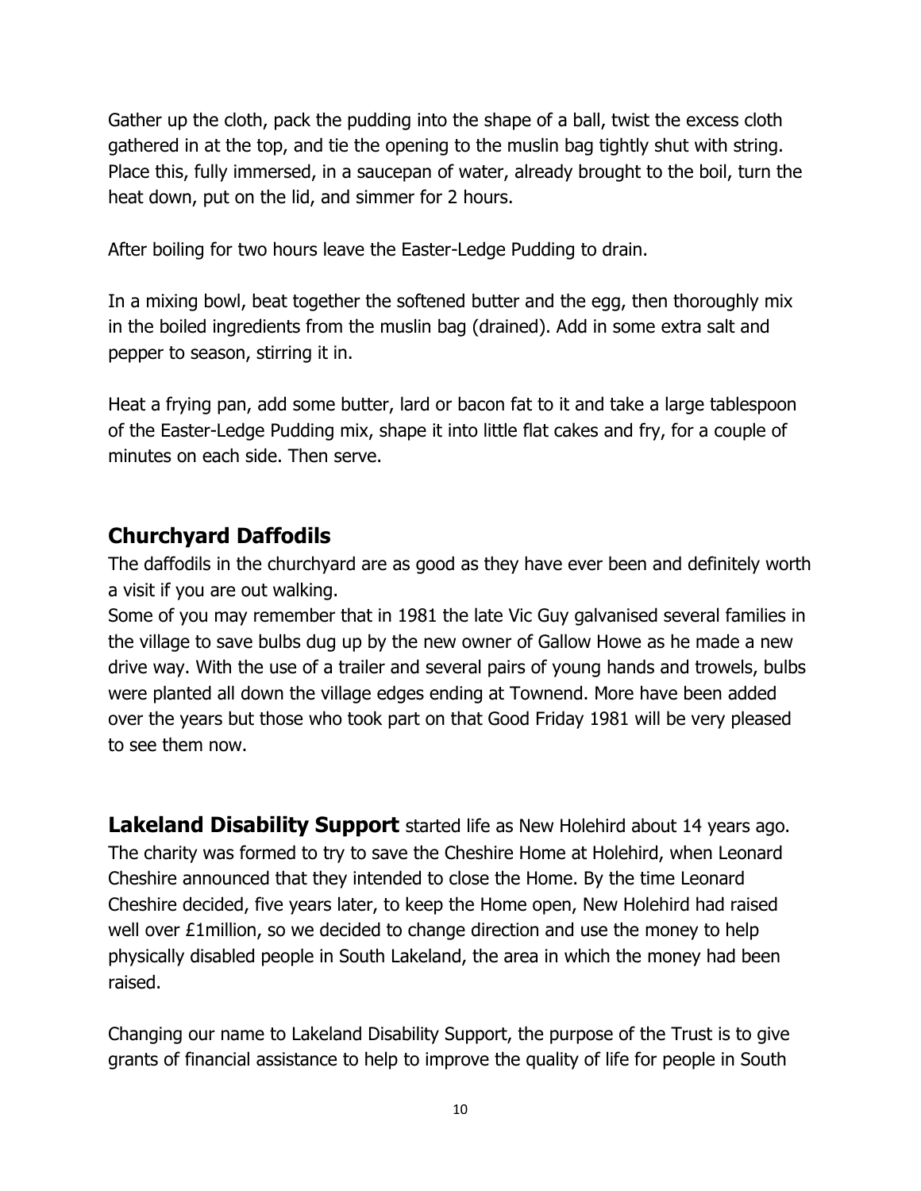Gather up the cloth, pack the pudding into the shape of a ball, twist the excess cloth gathered in at the top, and tie the opening to the muslin bag tightly shut with string. Place this, fully immersed, in a saucepan of water, already brought to the boil, turn the heat down, put on the lid, and simmer for 2 hours.

After boiling for two hours leave the Easter-Ledge Pudding to drain.

In a mixing bowl, beat together the softened butter and the egg, then thoroughly mix in the boiled ingredients from the muslin bag (drained). Add in some extra salt and pepper to season, stirring it in.

Heat a frying pan, add some butter, lard or bacon fat to it and take a large tablespoon of the Easter-Ledge Pudding mix, shape it into little flat cakes and fry, for a couple of minutes on each side. Then serve.

## Churchyard Daffodils

The daffodils in the churchyard are as good as they have ever been and definitely worth a visit if you are out walking.
Some of you may remember that in 1981 the late Vic Guy galvanised several families in the village to save bulbs dug up by the new owner of Gallow Howe as he made a new drive way. With the use of a trailer and several pairs of young hands and trowels, bulbs were planted all down the village edges ending at Townend. More have been added over the years but those who took part on that Good Friday 1981 will be very pleased to see them now.

**Lakeland Disability Support** started life as New Holehird about 14 years ago. The charity was formed to try to save the Cheshire Home at Holehird, when Leonard Cheshire announced that they intended to close the Home. By the time Leonard Cheshire decided, five years later, to keep the Home open, New Holehird had raised well over £1million, so we decided to change direction and use the money to help physically disabled people in South Lakeland, the area in which the money had been raised.

Changing our name to Lakeland Disability Support, the purpose of the Trust is to give grants of financial assistance to help to improve the quality of life for people in South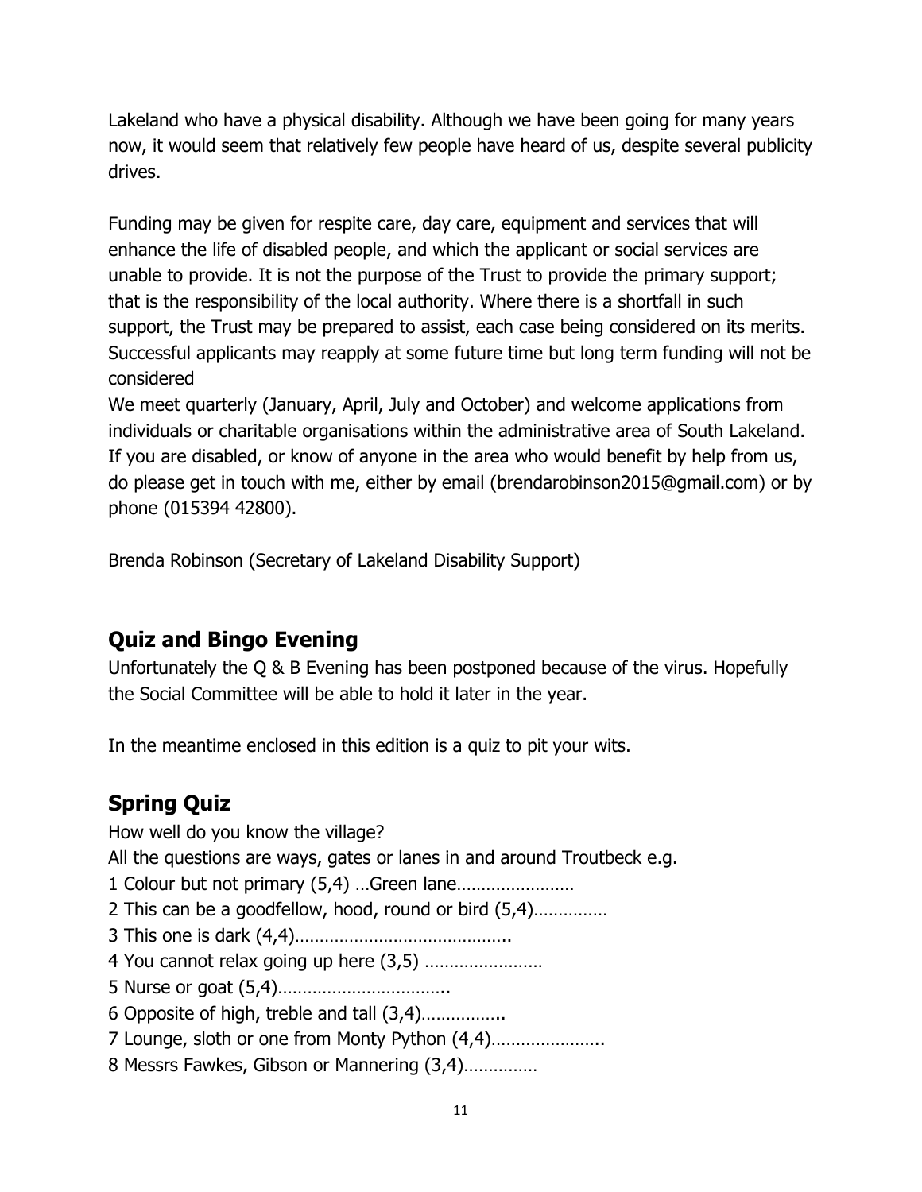Lakeland who have a physical disability. Although we have been going for many years now, it would seem that relatively few people have heard of us, despite several publicity drives.

Funding may be given for respite care, day care, equipment and services that will enhance the life of disabled people, and which the applicant or social services are unable to provide. It is not the purpose of the Trust to provide the primary support; that is the responsibility of the local authority. Where there is a shortfall in such support, the Trust may be prepared to assist, each case being considered on its merits. Successful applicants may reapply at some future time but long term funding will not be considered

We meet quarterly (January, April, July and October) and welcome applications from individuals or charitable organisations within the administrative area of South Lakeland. If you are disabled, or know of anyone in the area who would benefit by help from us, do please get in touch with me, either by email (brendarobinson2015@gmail.com) or by phone (015394 42800).

Brenda Robinson (Secretary of Lakeland Disability Support)

## Quiz and Bingo Evening

Unfortunately the Q & B Evening has been postponed because of the virus. Hopefully the Social Committee will be able to hold it later in the year.

In the meantime enclosed in this edition is a quiz to pit your wits.

## Spring Quiz

How well do you know the village?

All the questions are ways, gates or lanes in and around Troutbeck e.g.

1 Colour but not primary (5,4) …Green lane……………………

2 This can be a goodfellow, hood, round or bird (5,4)……………

3 This one is dark (4,4)……………………………………..

4 You cannot relax going up here (3,5) ……………………

5 Nurse or goat (5,4)……………………………..

6 Opposite of high, treble and tall (3,4)……………..

7 Lounge, sloth or one from Monty Python (4,4)…………………..

8 Messrs Fawkes, Gibson or Mannering (3,4)……………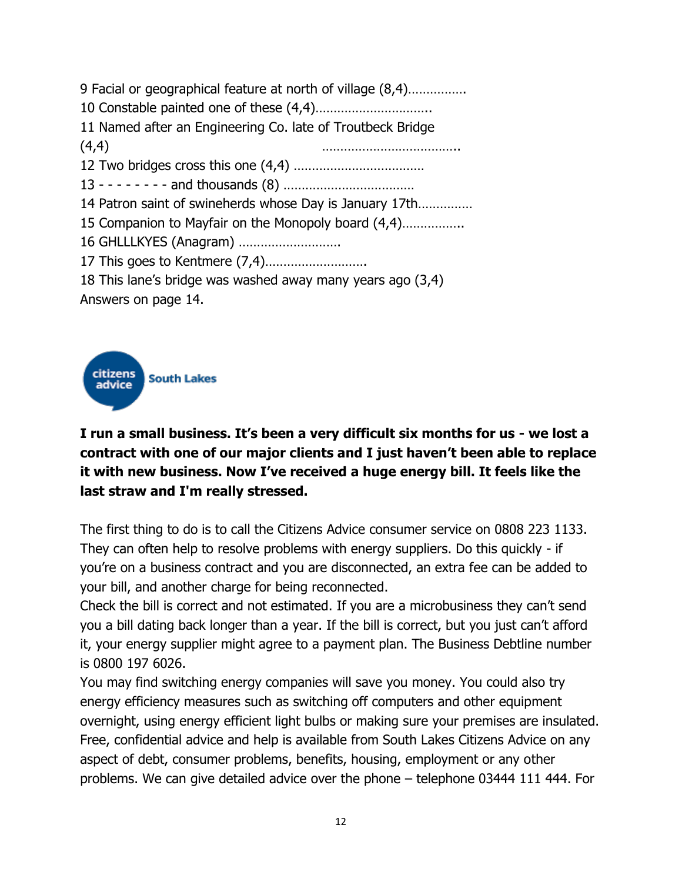9 Facial or geographical feature at north of village (8,4)…………….

10 Constable painted one of these (4,4)…………………………..

11 Named after an Engineering Co. late of Troutbeck Bridge (4,4) ………………………………..

12 Two bridges cross this one (4,4) ………………………………

13 - - - - - - - - and thousands (8) ………………………………

14 Patron saint of swineherds whose Day is January 17th……………

15 Companion to Mayfair on the Monopoly board (4,4)……………..

16 GHLLLKYES (Anagram) ……………………….

17 This goes to Kentmere (7,4)……………………….

18 This lane's bridge was washed away many years ago (3,4)

Answers on page 14.

citizens advice South Lakes

**I run a small business. It's been a very difficult six months for us - we lost a contract with one of our major clients and I just haven't been able to replace it with new business. Now I've received a huge energy bill. It feels like the last straw and I'm really stressed.**

The first thing to do is to call the Citizens Advice consumer service on 0808 223 1133. They can often help to resolve problems with energy suppliers. Do this quickly - if you're on a business contract and you are disconnected, an extra fee can be added to your bill, and another charge for being reconnected.

Check the bill is correct and not estimated. If you are a microbusiness they can't send you a bill dating back longer than a year. If the bill is correct, but you just can't afford it, your energy supplier might agree to a payment plan. The Business Debtline number is 0800 197 6026.

You may find switching energy companies will save you money. You could also try energy efficiency measures such as switching off computers and other equipment overnight, using energy efficient light bulbs or making sure your premises are insulated.

Free, confidential advice and help is available from South Lakes Citizens Advice on any aspect of debt, consumer problems, benefits, housing, employment or any other problems. We can give detailed advice over the phone – telephone 03444 111 444. For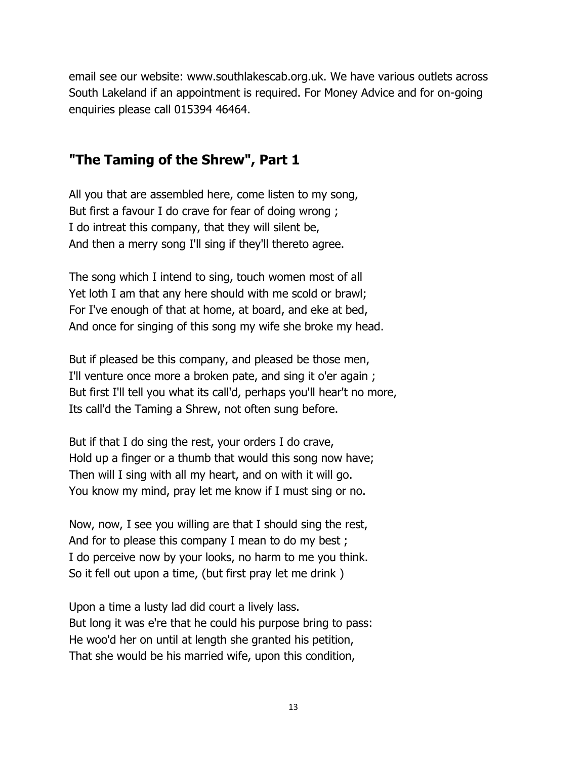email see our website: www.southlakescab.org.uk. We have various outlets across South Lakeland if an appointment is required. For Money Advice and for on-going enquiries please call 015394 46464.

## "The Taming of the Shrew", Part 1

All you that are assembled here, come listen to my song,
But first a favour I do crave for fear of doing wrong ;
I do intreat this company, that they will silent be,
And then a merry song I'll sing if they'll thereto agree.

The song which I intend to sing, touch women most of all
Yet loth I am that any here should with me scold or brawl;
For I've enough of that at home, at board, and eke at bed,
And once for singing of this song my wife she broke my head.

But if pleased be this company, and pleased be those men,
I'll venture once more a broken pate, and sing it o'er again ;
But first I'll tell you what its call'd, perhaps you'll hear't no more,
Its call'd the Taming a Shrew, not often sung before.

But if that I do sing the rest, your orders I do crave,
Hold up a finger or a thumb that would this song now have;
Then will I sing with all my heart, and on with it will go.
You know my mind, pray let me know if I must sing or no.

Now, now, I see you willing are that I should sing the rest,
And for to please this company I mean to do my best ;
I do perceive now by your looks, no harm to me you think.
So it fell out upon a time, (but first pray let me drink )

Upon a time a lusty lad did court a lively lass.
But long it was e're that he could his purpose bring to pass:
He woo'd her on until at length she granted his petition,
That she would be his married wife, upon this condition,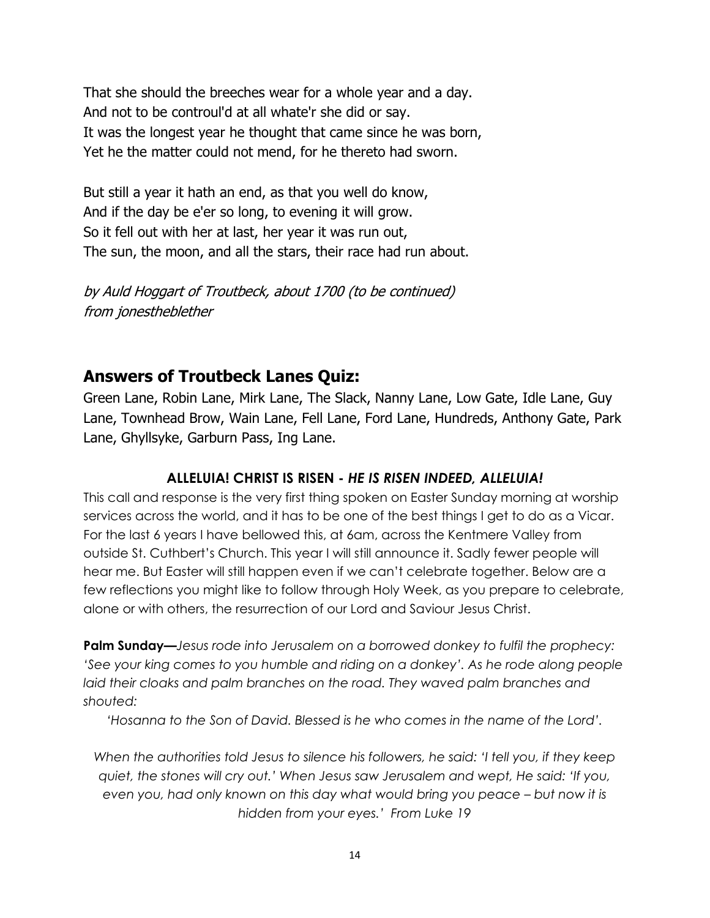That she should the breeches wear for a whole year and a day.
And not to be controul'd at all whate'r she did or say.
It was the longest year he thought that came since he was born,
Yet he the matter could not mend, for he thereto had sworn.

But still a year it hath an end, as that you well do know,
And if the day be e'er so long, to evening it will grow.
So it fell out with her at last, her year it was run out,
The sun, the moon, and all the stars, their race had run about.

*by Auld Hoggart of Troutbeck, about 1700 (to be continued)*
*from jonestheblether*

## Answers of Troutbeck Lanes Quiz:

Green Lane, Robin Lane, Mirk Lane, The Slack, Nanny Lane, Low Gate, Idle Lane, Guy Lane, Townhead Brow, Wain Lane, Fell Lane, Ford Lane, Hundreds, Anthony Gate, Park Lane, Ghyllsyke, Garburn Pass, Ing Lane.

**ALLELUIA! CHRIST IS RISEN - *HE IS RISEN INDEED, ALLELUIA!***

This call and response is the very first thing spoken on Easter Sunday morning at worship services across the world, and it has to be one of the best things I get to do as a Vicar. For the last 6 years I have bellowed this, at 6am, across the Kentmere Valley from outside St. Cuthbert's Church. This year I will still announce it. Sadly fewer people will hear me. But Easter will still happen even if we can't celebrate together. Below are a few reflections you might like to follow through Holy Week, as you prepare to celebrate, alone or with others, the resurrection of our Lord and Saviour Jesus Christ.

**Palm Sunday—***Jesus rode into Jerusalem on a borrowed donkey to fulfil the prophecy: 'See your king comes to you humble and riding on a donkey'. As he rode along people laid their cloaks and palm branches on the road. They waved palm branches and shouted:*

*'Hosanna to the Son of David. Blessed is he who comes in the name of the Lord'.*

*When the authorities told Jesus to silence his followers, he said: 'I tell you, if they keep quiet, the stones will cry out.' When Jesus saw Jerusalem and wept, He said: 'If you, even you, had only known on this day what would bring you peace – but now it is hidden from your eyes.' From Luke 19*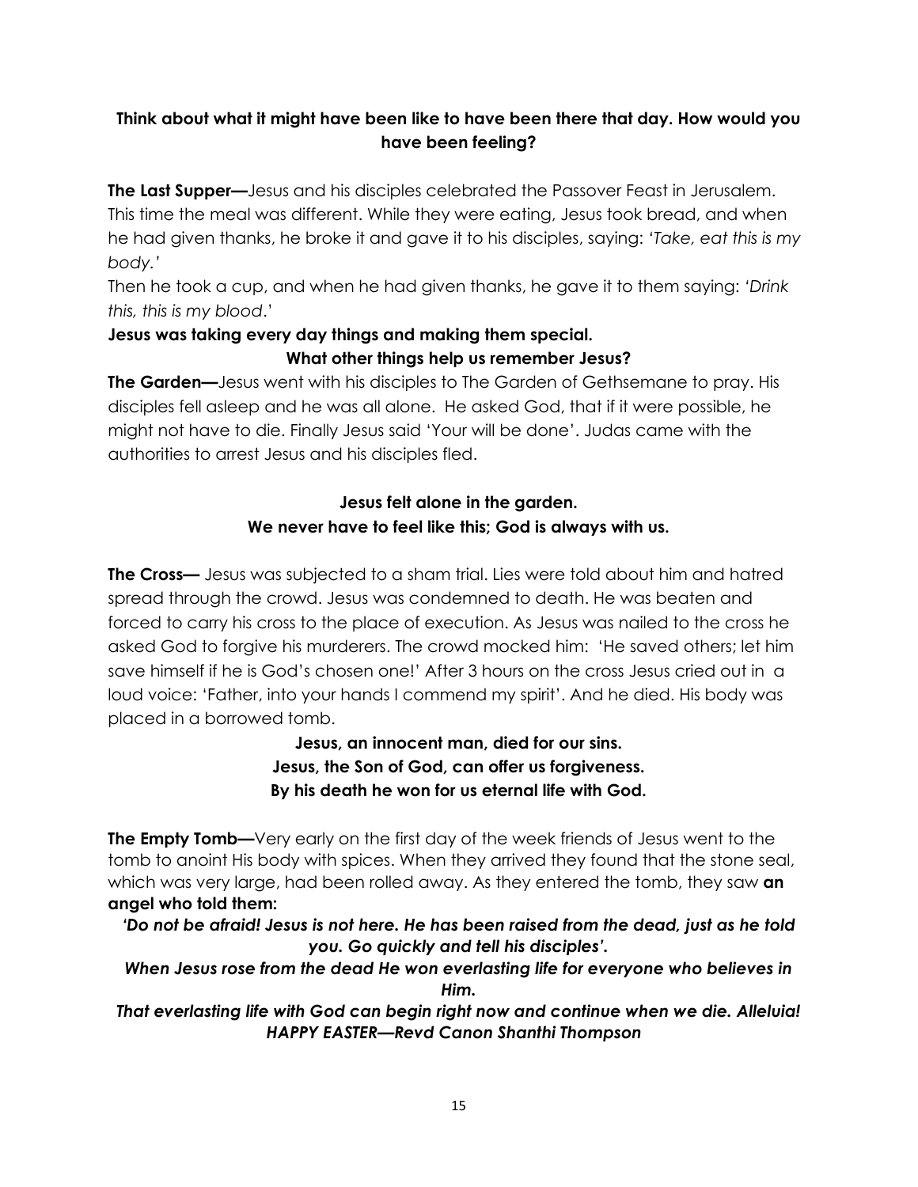**Think about what it might have been like to have been there that day. How would you have been feeling?**

**The Last Supper—**Jesus and his disciples celebrated the Passover Feast in Jerusalem. This time the meal was different. While they were eating, Jesus took bread, and when he had given thanks, he broke it and gave it to his disciples, saying: *'Take, eat this is my body.'*

Then he took a cup, and when he had given thanks, he gave it to them saying: *'Drink this, this is my blood*.'

**Jesus was taking every day things and making them special.**

**What other things help us remember Jesus?**

**The Garden—**Jesus went with his disciples to The Garden of Gethsemane to pray. His disciples fell asleep and he was all alone. He asked God, that if it were possible, he might not have to die. Finally Jesus said 'Your will be done'. Judas came with the authorities to arrest Jesus and his disciples fled.

**Jesus felt alone in the garden.**
**We never have to feel like this; God is always with us.**

**The Cross—** Jesus was subjected to a sham trial. Lies were told about him and hatred spread through the crowd. Jesus was condemned to death. He was beaten and forced to carry his cross to the place of execution. As Jesus was nailed to the cross he asked God to forgive his murderers. The crowd mocked him: 'He saved others; let him save himself if he is God's chosen one!' After 3 hours on the cross Jesus cried out in a loud voice: 'Father, into your hands I commend my spirit'. And he died. His body was placed in a borrowed tomb.

**Jesus, an innocent man, died for our sins.**
**Jesus, the Son of God, can offer us forgiveness.**
**By his death he won for us eternal life with God.**

**The Empty Tomb—**Very early on the first day of the week friends of Jesus went to the tomb to anoint His body with spices. When they arrived they found that the stone seal, which was very large, had been rolled away. As they entered the tomb, they saw **an angel who told them:**

***'Do not be afraid! Jesus is not here. He has been raised from the dead, just as he told you. Go quickly and tell his disciples'.***

***When Jesus rose from the dead He won everlasting life for everyone who believes in Him.***

***That everlasting life with God can begin right now and continue when we die. Alleluia!***

***HAPPY EASTER—Revd Canon Shanthi Thompson***